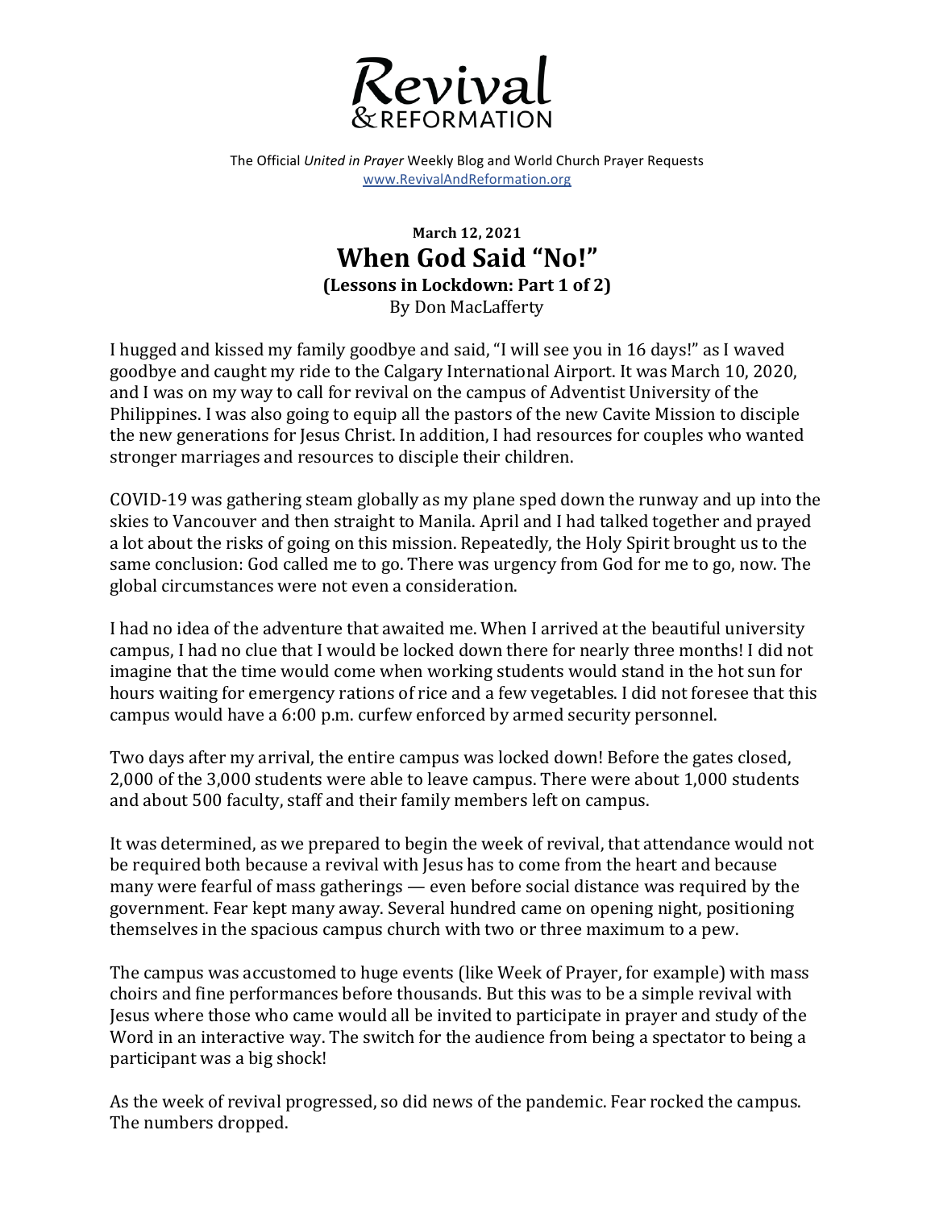# Revival & REFORMATION

The Official *United in Prayer* Weekly Blog and World Church Prayer Requests
www.RevivalAndReformation.org

**March 12, 2021**

## When God Said "No!"

**(Lessons in Lockdown: Part 1 of 2)**

By Don MacLafferty

I hugged and kissed my family goodbye and said, "I will see you in 16 days!" as I waved goodbye and caught my ride to the Calgary International Airport. It was March 10, 2020, and I was on my way to call for revival on the campus of Adventist University of the Philippines. I was also going to equip all the pastors of the new Cavite Mission to disciple the new generations for Jesus Christ. In addition, I had resources for couples who wanted stronger marriages and resources to disciple their children.

COVID-19 was gathering steam globally as my plane sped down the runway and up into the skies to Vancouver and then straight to Manila. April and I had talked together and prayed a lot about the risks of going on this mission. Repeatedly, the Holy Spirit brought us to the same conclusion: God called me to go. There was urgency from God for me to go, now. The global circumstances were not even a consideration.

I had no idea of the adventure that awaited me. When I arrived at the beautiful university campus, I had no clue that I would be locked down there for nearly three months! I did not imagine that the time would come when working students would stand in the hot sun for hours waiting for emergency rations of rice and a few vegetables. I did not foresee that this campus would have a 6:00 p.m. curfew enforced by armed security personnel.

Two days after my arrival, the entire campus was locked down! Before the gates closed, 2,000 of the 3,000 students were able to leave campus. There were about 1,000 students and about 500 faculty, staff and their family members left on campus.

It was determined, as we prepared to begin the week of revival, that attendance would not be required both because a revival with Jesus has to come from the heart and because many were fearful of mass gatherings — even before social distance was required by the government. Fear kept many away. Several hundred came on opening night, positioning themselves in the spacious campus church with two or three maximum to a pew.

The campus was accustomed to huge events (like Week of Prayer, for example) with mass choirs and fine performances before thousands. But this was to be a simple revival with Jesus where those who came would all be invited to participate in prayer and study of the Word in an interactive way. The switch for the audience from being a spectator to being a participant was a big shock!

As the week of revival progressed, so did news of the pandemic. Fear rocked the campus. The numbers dropped.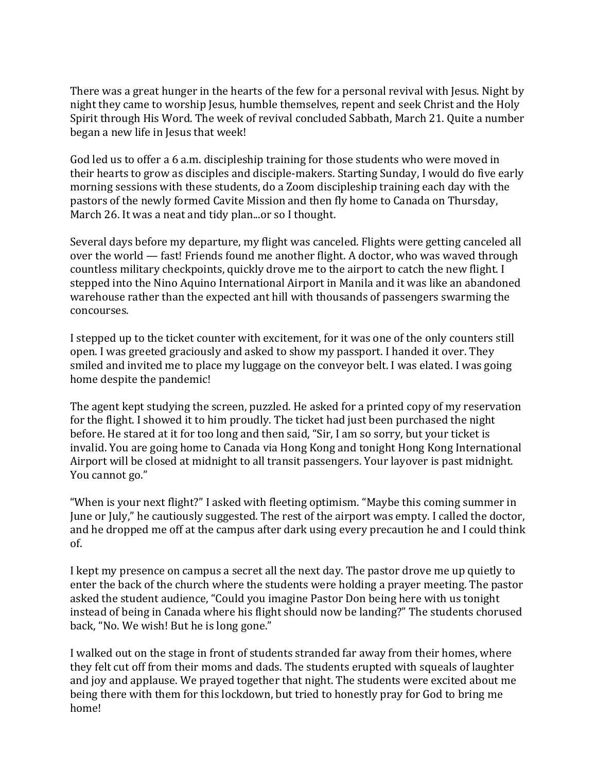There was a great hunger in the hearts of the few for a personal revival with Jesus. Night by night they came to worship Jesus, humble themselves, repent and seek Christ and the Holy Spirit through His Word. The week of revival concluded Sabbath, March 21. Quite a number began a new life in Jesus that week!

God led us to offer a 6 a.m. discipleship training for those students who were moved in their hearts to grow as disciples and disciple-makers. Starting Sunday, I would do five early morning sessions with these students, do a Zoom discipleship training each day with the pastors of the newly formed Cavite Mission and then fly home to Canada on Thursday, March 26. It was a neat and tidy plan...or so I thought.

Several days before my departure, my flight was canceled. Flights were getting canceled all over the world — fast! Friends found me another flight. A doctor, who was waved through countless military checkpoints, quickly drove me to the airport to catch the new flight. I stepped into the Nino Aquino International Airport in Manila and it was like an abandoned warehouse rather than the expected ant hill with thousands of passengers swarming the concourses.

I stepped up to the ticket counter with excitement, for it was one of the only counters still open. I was greeted graciously and asked to show my passport. I handed it over. They smiled and invited me to place my luggage on the conveyor belt. I was elated. I was going home despite the pandemic!

The agent kept studying the screen, puzzled. He asked for a printed copy of my reservation for the flight. I showed it to him proudly. The ticket had just been purchased the night before. He stared at it for too long and then said, "Sir, I am so sorry, but your ticket is invalid. You are going home to Canada via Hong Kong and tonight Hong Kong International Airport will be closed at midnight to all transit passengers. Your layover is past midnight. You cannot go."

"When is your next flight?" I asked with fleeting optimism. "Maybe this coming summer in June or July," he cautiously suggested. The rest of the airport was empty. I called the doctor, and he dropped me off at the campus after dark using every precaution he and I could think of.

I kept my presence on campus a secret all the next day. The pastor drove me up quietly to enter the back of the church where the students were holding a prayer meeting. The pastor asked the student audience, "Could you imagine Pastor Don being here with us tonight instead of being in Canada where his flight should now be landing?" The students chorused back, "No. We wish! But he is long gone."

I walked out on the stage in front of students stranded far away from their homes, where they felt cut off from their moms and dads. The students erupted with squeals of laughter and joy and applause. We prayed together that night. The students were excited about me being there with them for this lockdown, but tried to honestly pray for God to bring me home!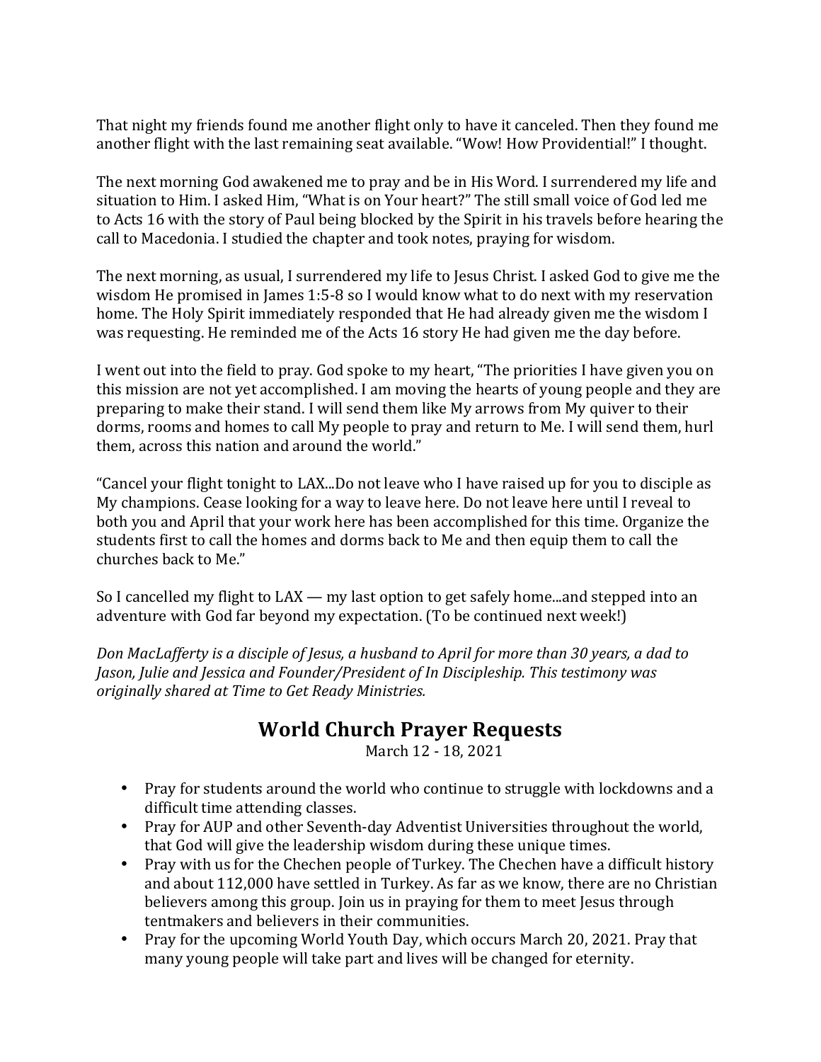That night my friends found me another flight only to have it canceled. Then they found me another flight with the last remaining seat available. "Wow! How Providential!" I thought.

The next morning God awakened me to pray and be in His Word. I surrendered my life and situation to Him. I asked Him, "What is on Your heart?" The still small voice of God led me to Acts 16 with the story of Paul being blocked by the Spirit in his travels before hearing the call to Macedonia. I studied the chapter and took notes, praying for wisdom.

The next morning, as usual, I surrendered my life to Jesus Christ. I asked God to give me the wisdom He promised in James 1:5-8 so I would know what to do next with my reservation home. The Holy Spirit immediately responded that He had already given me the wisdom I was requesting. He reminded me of the Acts 16 story He had given me the day before.

I went out into the field to pray. God spoke to my heart, "The priorities I have given you on this mission are not yet accomplished. I am moving the hearts of young people and they are preparing to make their stand. I will send them like My arrows from My quiver to their dorms, rooms and homes to call My people to pray and return to Me. I will send them, hurl them, across this nation and around the world."

"Cancel your flight tonight to LAX...Do not leave who I have raised up for you to disciple as My champions. Cease looking for a way to leave here. Do not leave here until I reveal to both you and April that your work here has been accomplished for this time. Organize the students first to call the homes and dorms back to Me and then equip them to call the churches back to Me."

So I cancelled my flight to LAX — my last option to get safely home...and stepped into an adventure with God far beyond my expectation. (To be continued next week!)

*Don MacLafferty is a disciple of Jesus, a husband to April for more than 30 years, a dad to Jason, Julie and Jessica and Founder/President of In Discipleship. This testimony was originally shared at Time to Get Ready Ministries.*

## World Church Prayer Requests

March 12 - 18, 2021

- Pray for students around the world who continue to struggle with lockdowns and a difficult time attending classes.
- Pray for AUP and other Seventh-day Adventist Universities throughout the world, that God will give the leadership wisdom during these unique times.
- Pray with us for the Chechen people of Turkey. The Chechen have a difficult history and about 112,000 have settled in Turkey. As far as we know, there are no Christian believers among this group. Join us in praying for them to meet Jesus through tentmakers and believers in their communities.
- Pray for the upcoming World Youth Day, which occurs March 20, 2021. Pray that many young people will take part and lives will be changed for eternity.